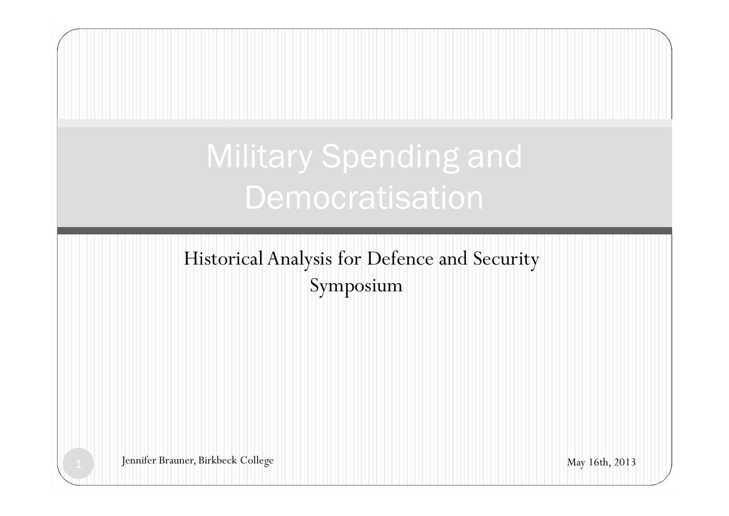# Military Spending and Democratisation

Historical Analysis for Defence and Security Symposium

Jennifer Brauner, Birkbeck College

May 16th, 2013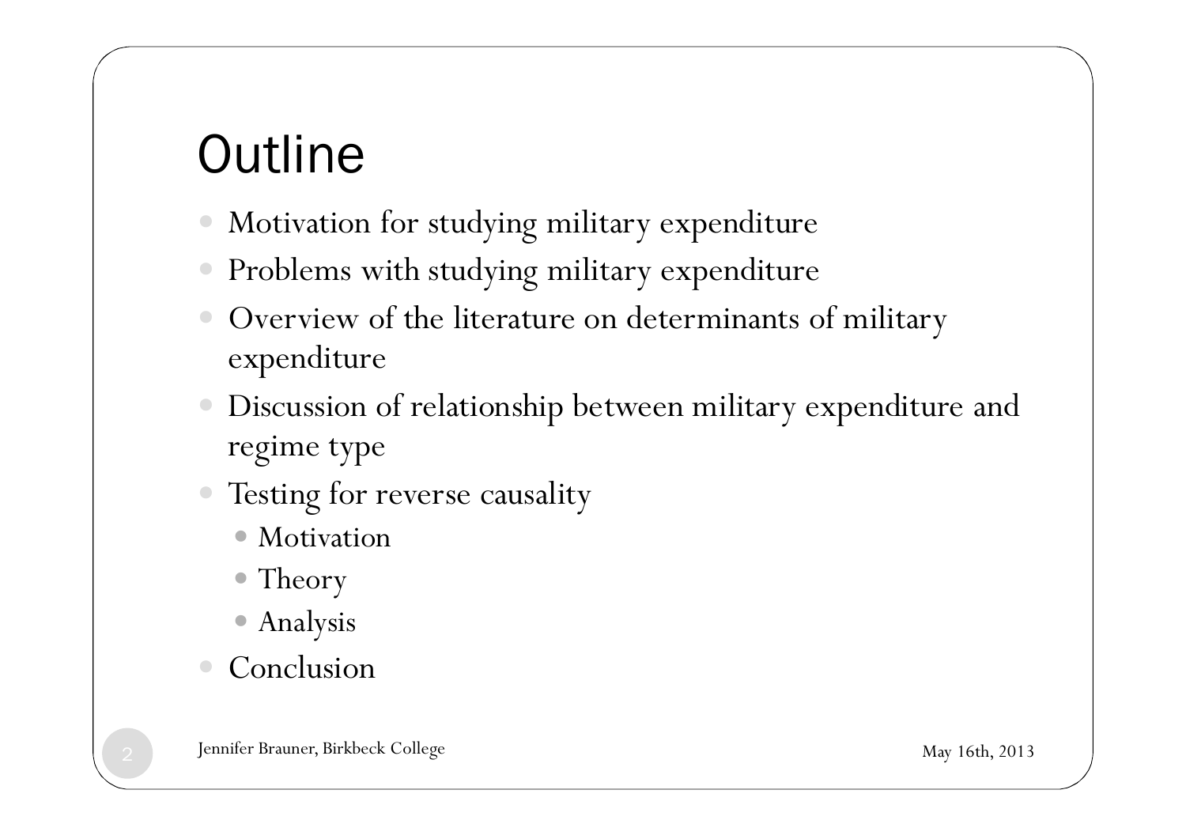# Outline

- Motivation for studying military expenditure
- Problems with studying military expenditure
- Overview of the literature on determinants of military expenditure
- Discussion of relationship between military expenditure and regime type
- Testing for reverse causality
  - Motivation
  - Theory
  - Analysis
- Conclusion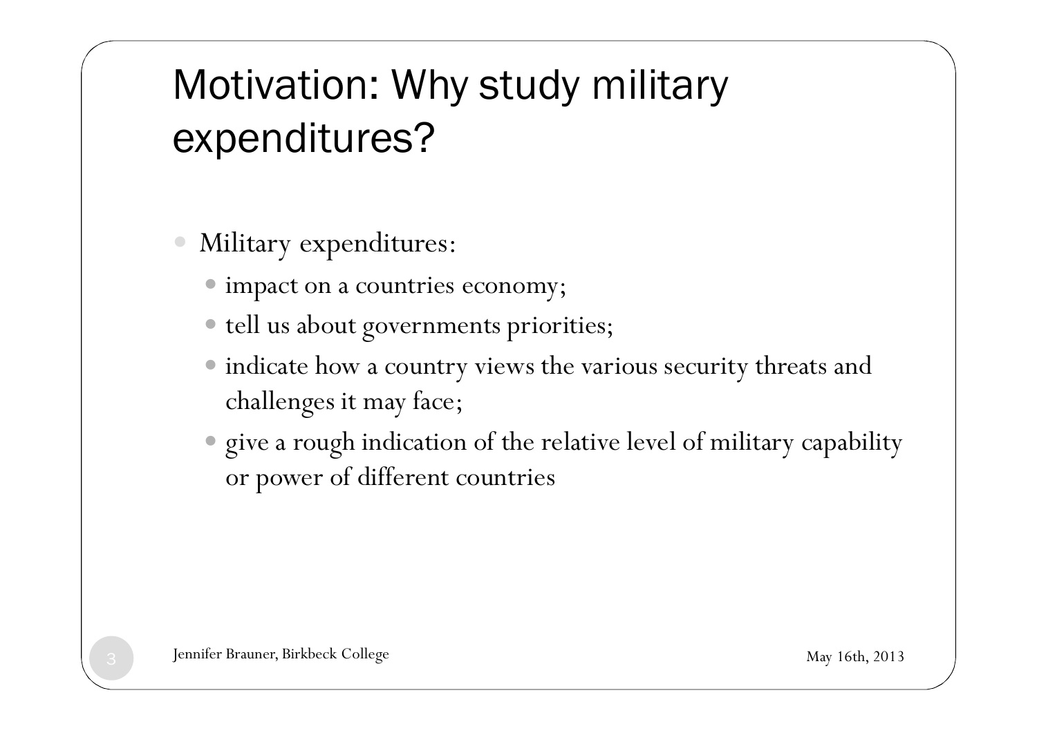# Motivation: Why study military expenditures?

- Military expenditures:
  - impact on a countries economy;
  - tell us about governments priorities;
  - indicate how a country views the various security threats and challenges it may face;
  - give a rough indication of the relative level of military capability or power of different countries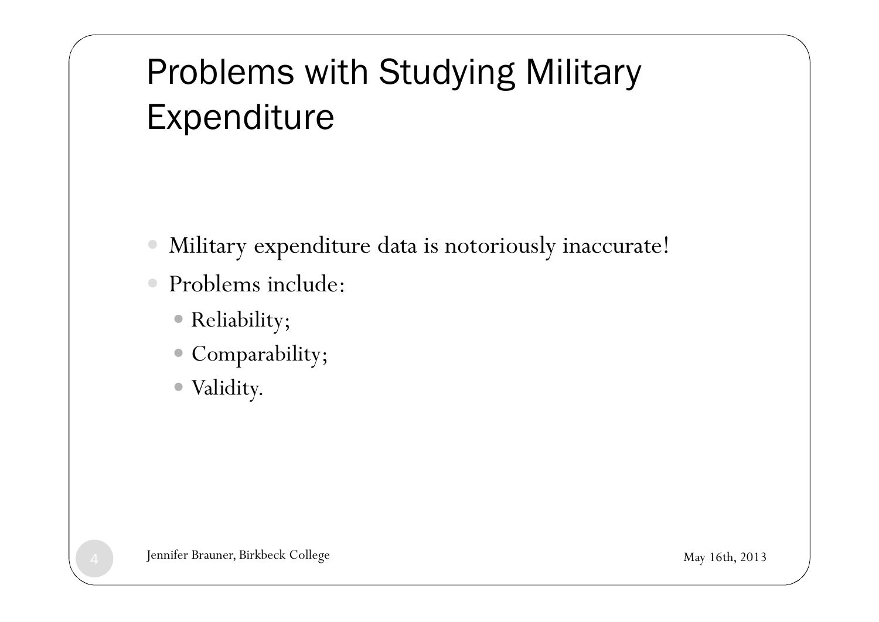# Problems with Studying Military Expenditure

- Military expenditure data is notoriously inaccurate!
- Problems include:
  - Reliability;
  - Comparability;
  - Validity.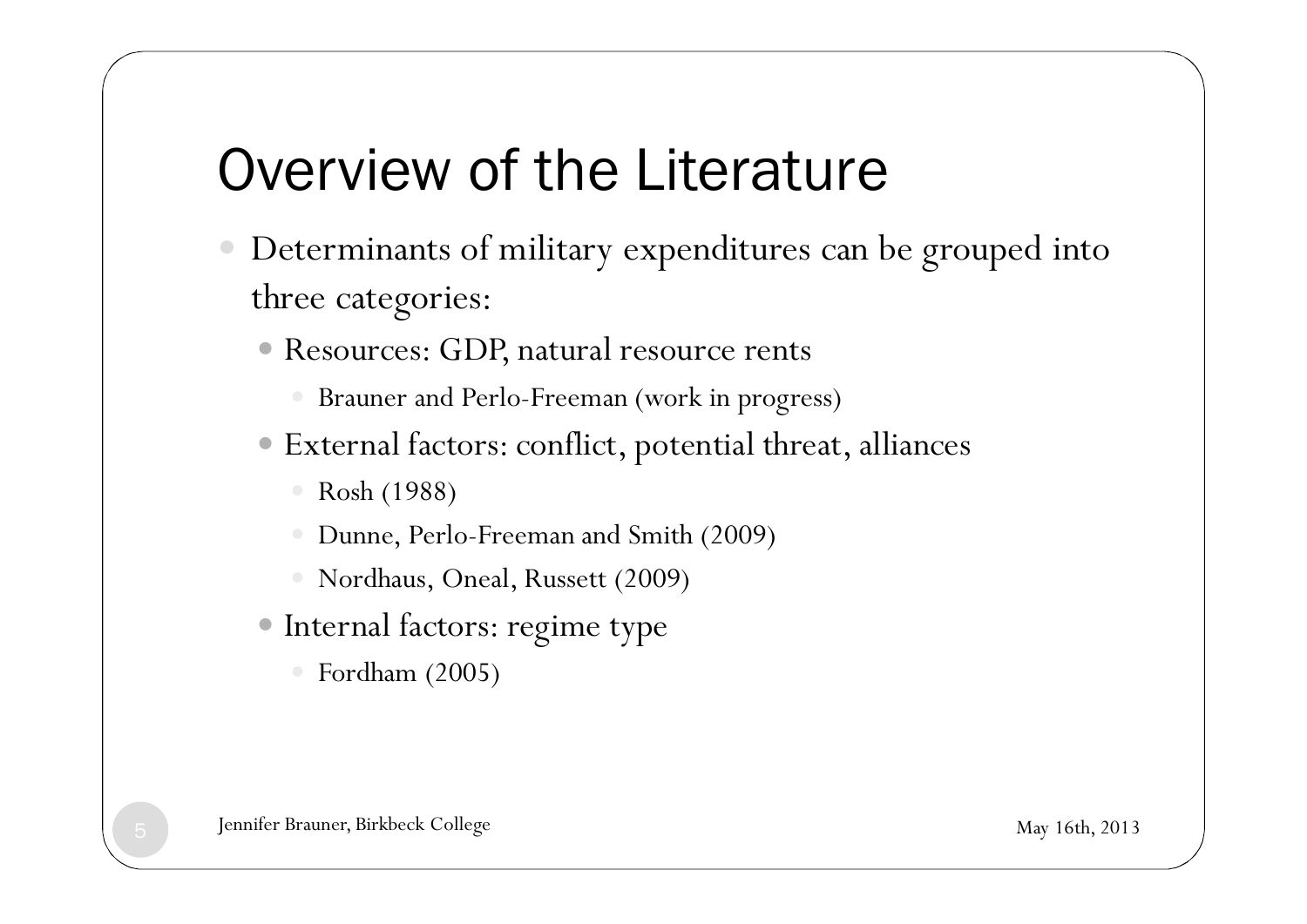# Overview of the Literature

- Determinants of military expenditures can be grouped into three categories:
  - Resources: GDP, natural resource rents
    - Brauner and Perlo-Freeman (work in progress)
  - External factors: conflict, potential threat, alliances
    - Rosh (1988)
    - Dunne, Perlo-Freeman and Smith (2009)
    - Nordhaus, Oneal, Russett (2009)
  - Internal factors: regime type
    - Fordham (2005)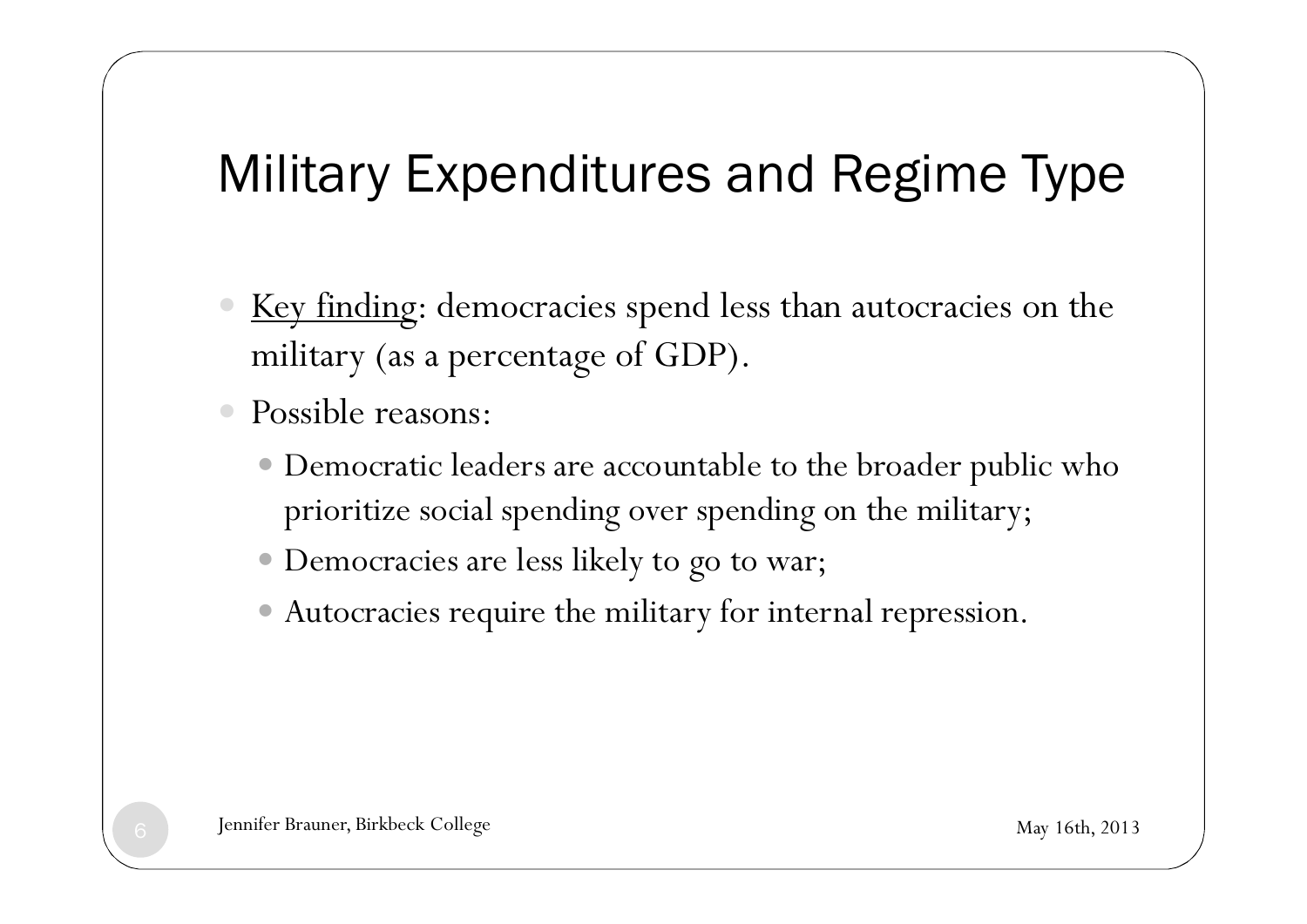# Military Expenditures and Regime Type

- <u>Key finding</u>: democracies spend less than autocracies on the military (as a percentage of GDP).
- Possible reasons:
  - Democratic leaders are accountable to the broader public who prioritize social spending over spending on the military;
  - Democracies are less likely to go to war;
  - Autocracies require the military for internal repression.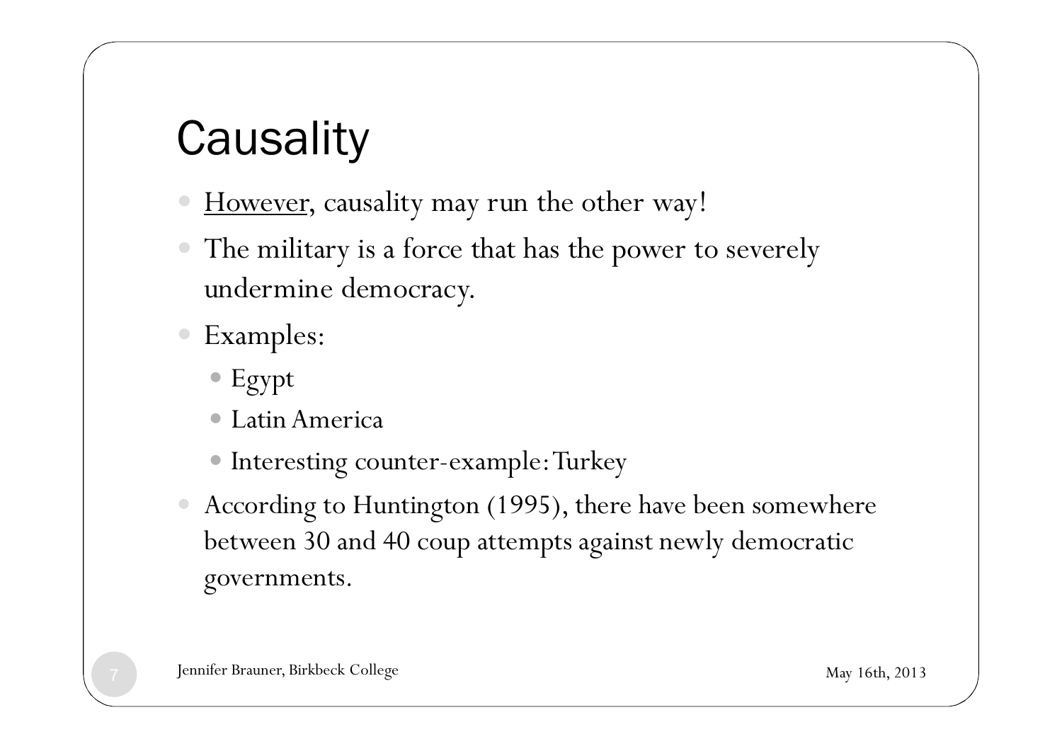# Causality

- <u>However</u>, causality may run the other way!
- The military is a force that has the power to severely undermine democracy.
- Examples:
  - Egypt
  - Latin America
  - Interesting counter-example: Turkey
- According to Huntington (1995), there have been somewhere between 30 and 40 coup attempts against newly democratic governments.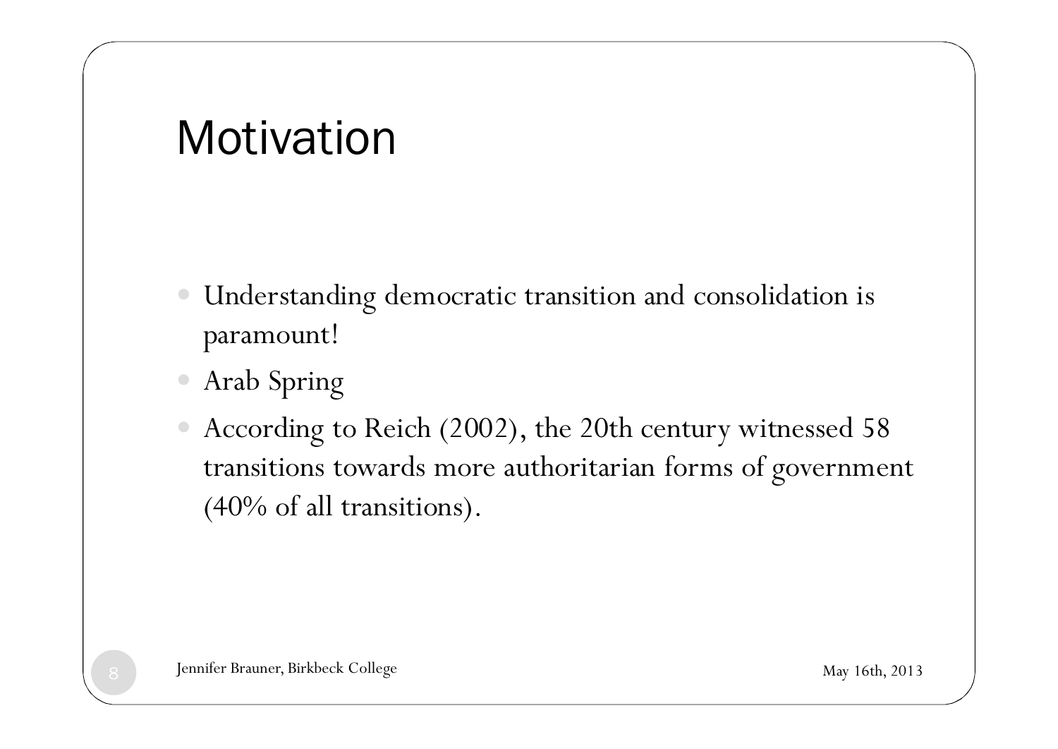# Motivation

- Understanding democratic transition and consolidation is paramount!
- Arab Spring
- According to Reich (2002), the 20th century witnessed 58 transitions towards more authoritarian forms of government (40% of all transitions).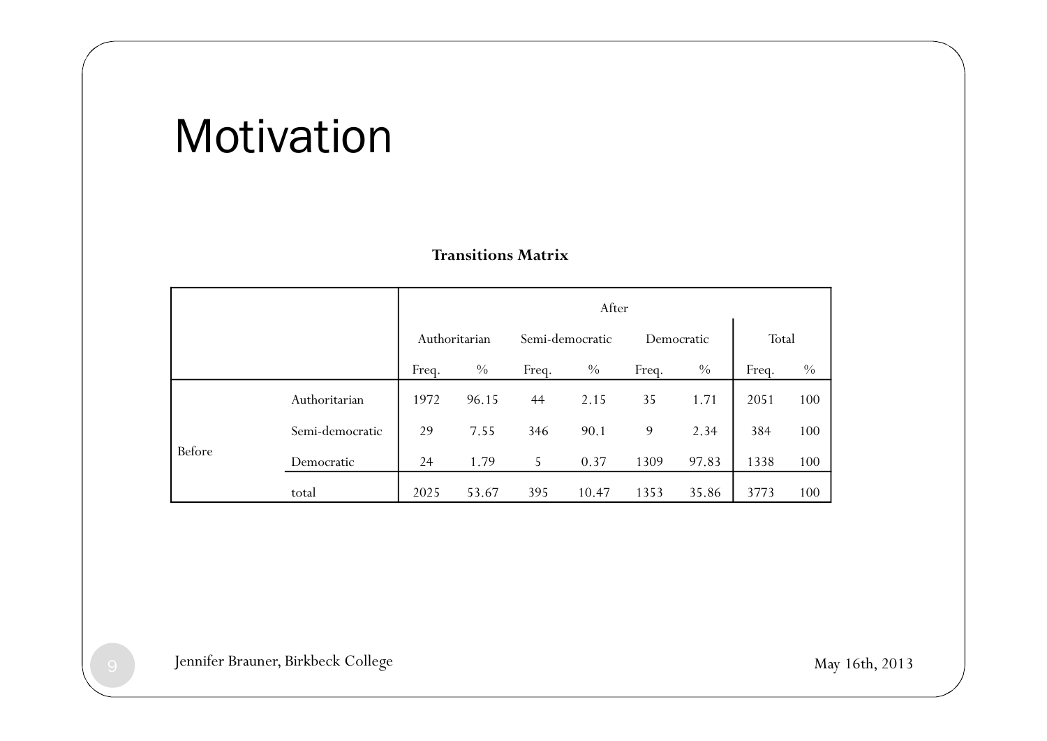# Motivation

**Transitions Matrix**

| | | After | | | | | | | |
|---|---|---|---|---|---|---|---|---|---|
| | | Authoritarian | | Semi-democratic | | Democratic | | Total | |
| | | Freq. | % | Freq. | % | Freq. | % | Freq. | % |
| Before | Authoritarian | 1972 | 96.15 | 44 | 2.15 | 35 | 1.71 | 2051 | 100 |
| | Semi-democratic | 29 | 7.55 | 346 | 90.1 | 9 | 2.34 | 384 | 100 |
| | Democratic | 24 | 1.79 | 5 | 0.37 | 1309 | 97.83 | 1338 | 100 |
| | total | 2025 | 53.67 | 395 | 10.47 | 1353 | 35.86 | 3773 | 100 |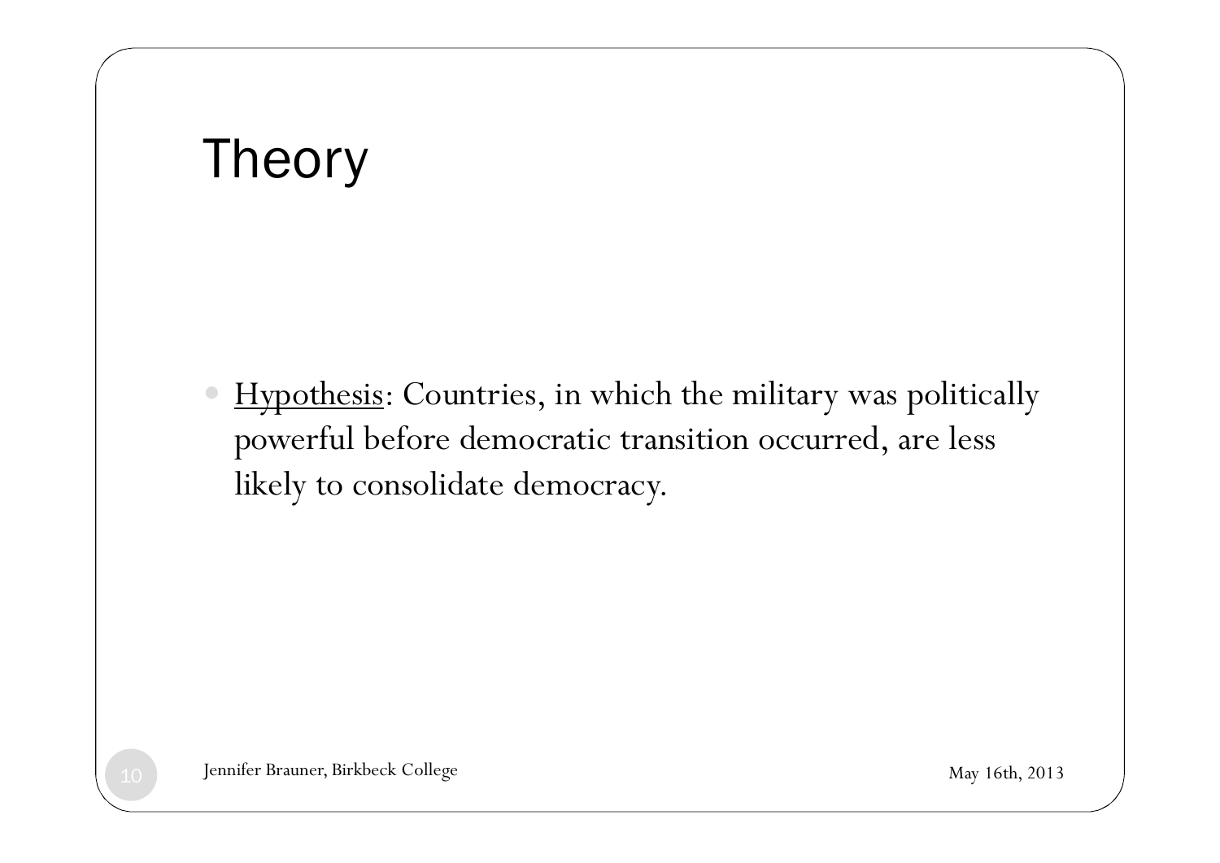# Theory

- Hypothesis: Countries, in which the military was politically powerful before democratic transition occurred, are less likely to consolidate democracy.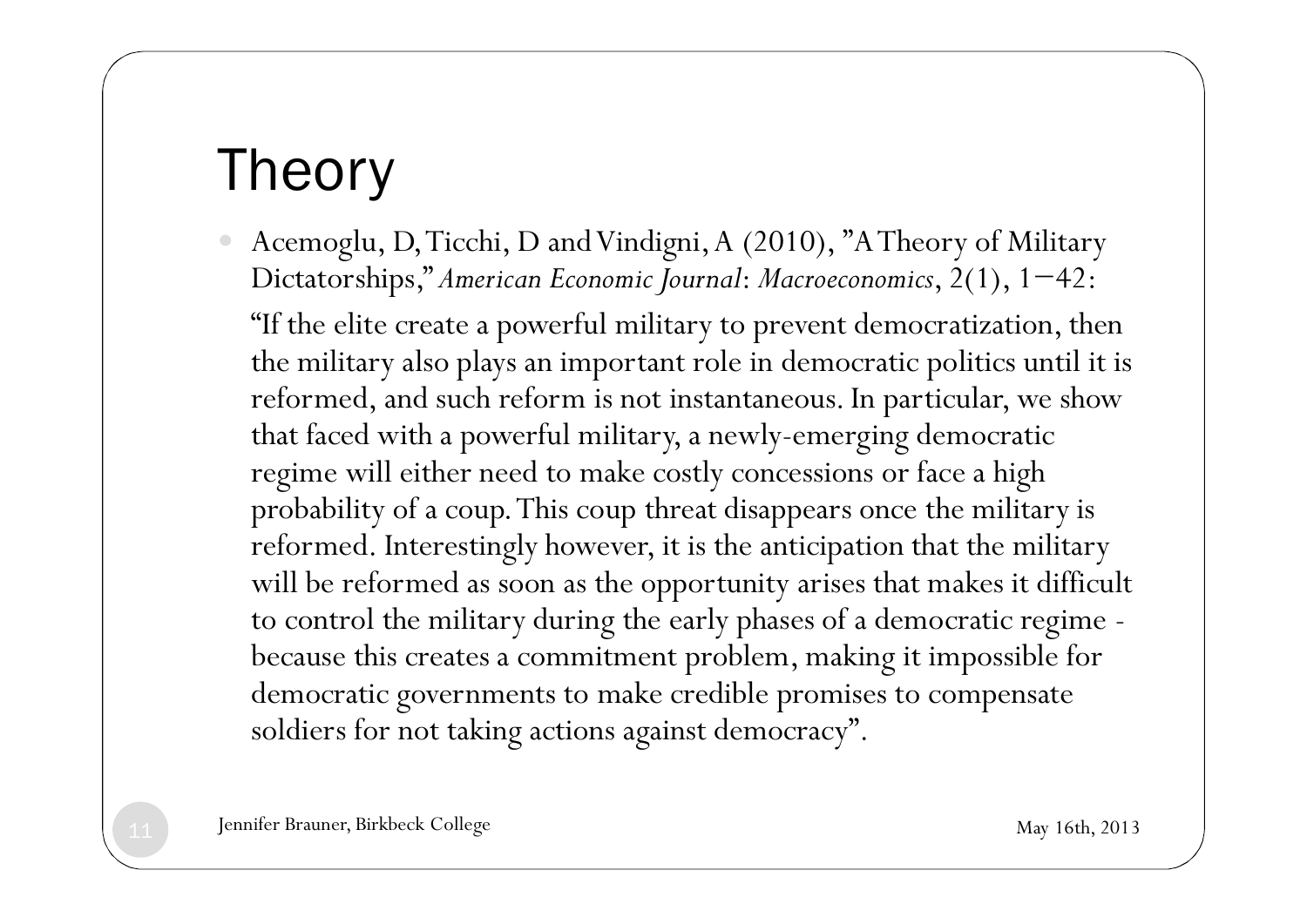# Theory

- Acemoglu, D, Ticchi, D and Vindigni, A (2010), "A Theory of Military Dictatorships," *American Economic Journal: Macroeconomics*, 2(1), 1−42:

  "If the elite create a powerful military to prevent democratization, then the military also plays an important role in democratic politics until it is reformed, and such reform is not instantaneous. In particular, we show that faced with a powerful military, a newly-emerging democratic regime will either need to make costly concessions or face a high probability of a coup. This coup threat disappears once the military is reformed. Interestingly however, it is the anticipation that the military will be reformed as soon as the opportunity arises that makes it difficult to control the military during the early phases of a democratic regime - because this creates a commitment problem, making it impossible for democratic governments to make credible promises to compensate soldiers for not taking actions against democracy".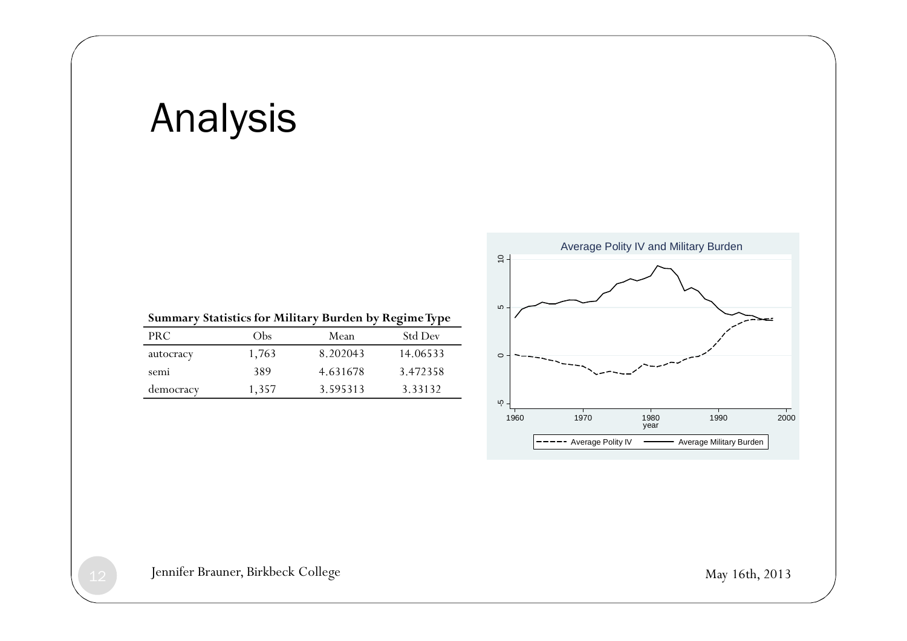# Analysis

**Summary Statistics for Military Burden by Regime Type**

| PRC | Obs | Mean | Std Dev |
|---|---|---|---|
| autocracy | 1,763 | 8.202043 | 14.06533 |
| semi | 389 | 4.631678 | 3.472358 |
| democracy | 1,357 | 3.595313 | 3.33132 |

Average Polity IV and Military Burden

Jennifer Brauner, Birkbeck College

May 16th, 2013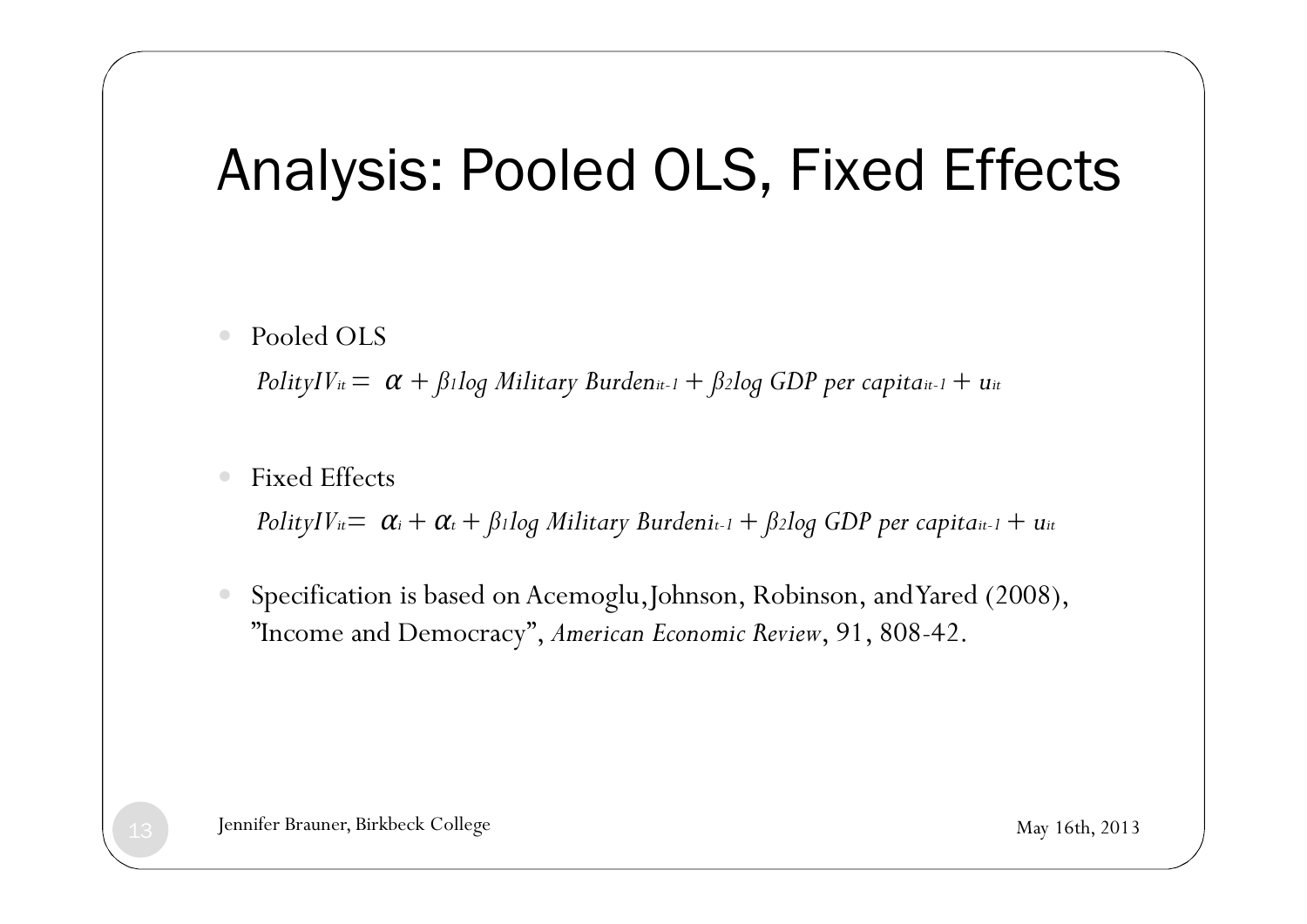# Analysis: Pooled OLS, Fixed Effects

- Pooled OLS

  $PolityIV_{it} = \alpha + \beta_1 log\ Military\ Burden_{it-1} + \beta_2 log\ GDP\ per\ capita_{it-1} + u_{it}$

- Fixed Effects

  $PolityIV_{it} = \alpha_i + \alpha_t + \beta_1 log\ Military\ Burden_{it-1} + \beta_2 log\ GDP\ per\ capita_{it-1} + u_{it}$

- Specification is based on Acemoglu, Johnson, Robinson, and Yared (2008), "Income and Democracy", *American Economic Review*, 91, 808-42.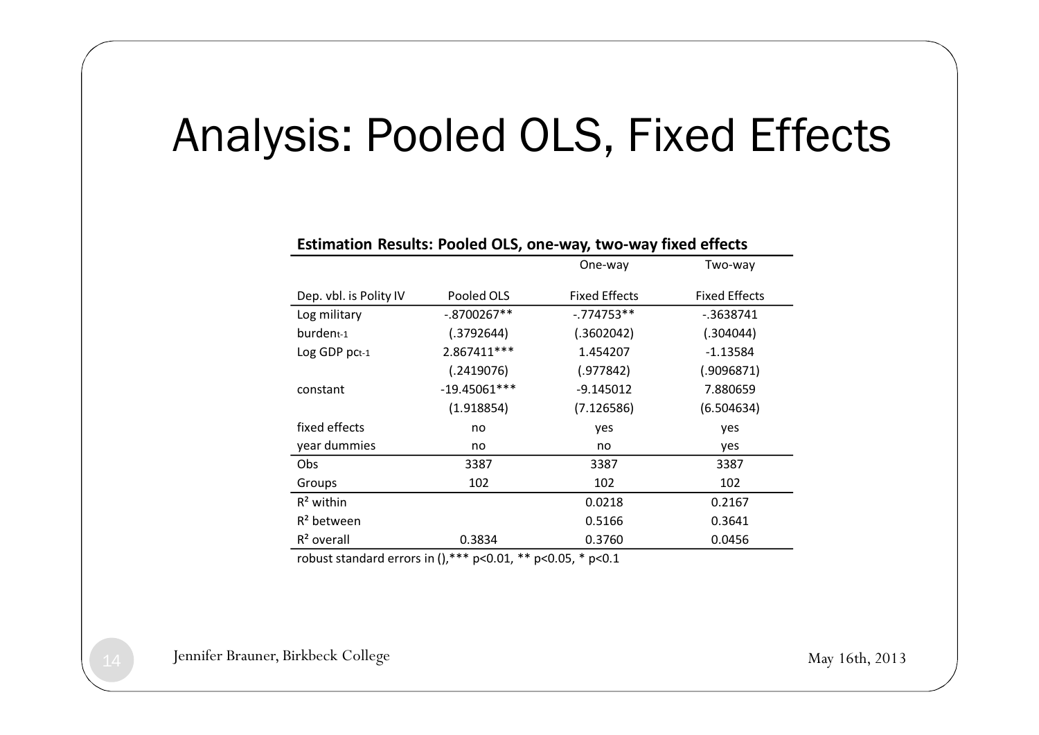# Analysis: Pooled OLS, Fixed Effects

**Estimation Results: Pooled OLS, one-way, two-way fixed effects**

| Dep. vbl. is Polity IV | Pooled OLS | One-way Fixed Effects | Two-way Fixed Effects |
|---|---|---|---|
| Log military burden$_{t-1}$ | -.8700267** | -.774753** | -.3638741 |
| | (.3792644) | (.3602042) | (.304044) |
| Log GDP pc$_{t-1}$ | 2.867411*** | 1.454207 | -1.13584 |
| | (.2419076) | (.977842) | (.9096871) |
| constant | -19.45061*** | -9.145012 | 7.880659 |
| | (1.918854) | (7.126586) | (6.504634) |
| fixed effects | no | yes | yes |
| year dummies | no | no | yes |
| Obs | 3387 | 3387 | 3387 |
| Groups | 102 | 102 | 102 |
| $R^2$ within | | 0.0218 | 0.2167 |
| $R^2$ between | | 0.5166 | 0.3641 |
| $R^2$ overall | 0.3834 | 0.3760 | 0.0456 |

robust standard errors in (),*** p<0.01, ** p<0.05, * p<0.1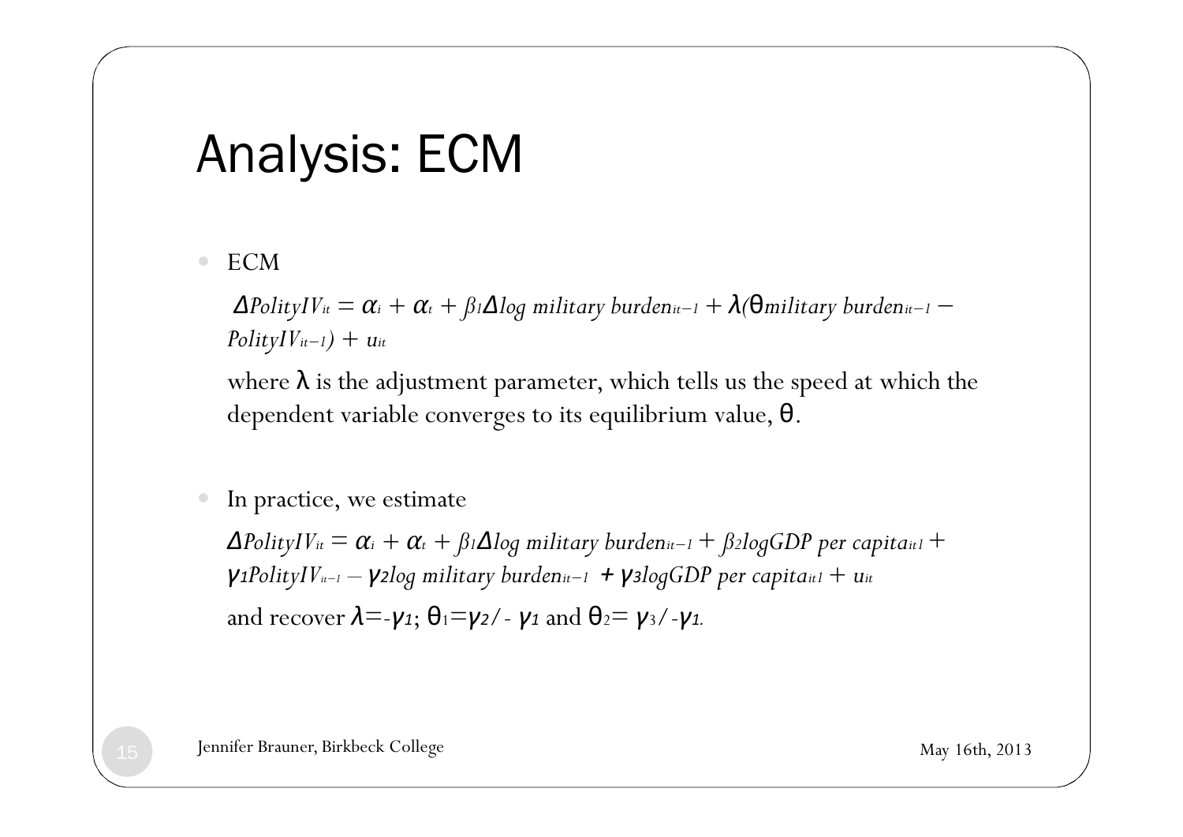# Analysis: ECM

- ECM

  $\Delta PolityIV_{it} = \alpha_i + \alpha_t + \beta_1 \Delta log\ military\ burden_{it-1} + \lambda(\theta military\ burden_{it-1} - PolityIV_{it-1}) + u_{it}$

  where $\lambda$ is the adjustment parameter, which tells us the speed at which the dependent variable converges to its equilibrium value, $\theta$.

- In practice, we estimate

  $\Delta PolityIV_{it} = \alpha_i + \alpha_t + \beta_1 \Delta log\ military\ burden_{it-1} + \beta_2 logGDP\ per\ capita_{it1} + \gamma_1 PolityIV_{it-1} - \gamma_2 log\ military\ burden_{it-1} + \gamma_3 logGDP\ per\ capita_{it1} + u_{it}$

  and recover $\lambda = -\gamma_1$; $\theta_1 = \gamma_2 / -\gamma_1$ and $\theta_2 = \gamma_3 / -\gamma_1$.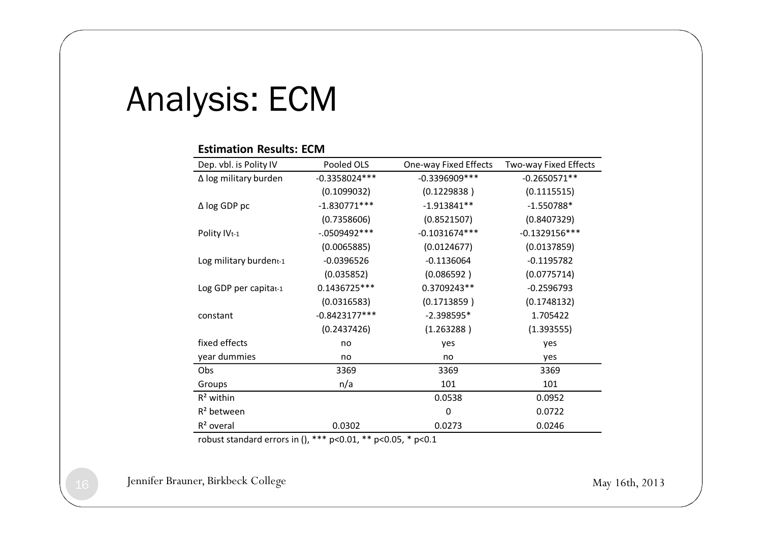# Analysis: ECM

**Estimation Results: ECM**

| Dep. vbl. is Polity IV | Pooled OLS | One-way Fixed Effects | Two-way Fixed Effects |
|---|---|---|---|
| Δ log military burden | -0.3358024*** | -0.3396909*** | -0.2650571** |
| | (0.1099032) | (0.1229838 ) | (0.1115515) |
| Δ log GDP pc | -1.830771*** | -1.913841** | -1.550788* |
| | (0.7358606) | (0.8521507) | (0.8407329) |
| Polity $IV_{t-1}$ | -.0509492*** | -0.1031674*** | -0.1329156*** |
| | (0.0065885) | (0.0124677) | (0.0137859) |
| Log military $burden_{t-1}$ | -0.0396526 | -0.1136064 | -0.1195782 |
| | (0.035852) | (0.086592 ) | (0.0775714) |
| Log GDP per $capita_{t-1}$ | 0.1436725*** | 0.3709243** | -0.2596793 |
| | (0.0316583) | (0.1713859 ) | (0.1748132) |
| constant | -0.8423177*** | -2.398595* | 1.705422 |
| | (0.2437426) | (1.263288 ) | (1.393555) |
| fixed effects | no | yes | yes |
| year dummies | no | no | yes |
| Obs | 3369 | 3369 | 3369 |
| Groups | n/a | 101 | 101 |
| $R^2$ within | | 0.0538 | 0.0952 |
| $R^2$ between | | 0 | 0.0722 |
| $R^2$ overal | 0.0302 | 0.0273 | 0.0246 |

robust standard errors in (), *** p<0.01, ** p<0.05, * p<0.1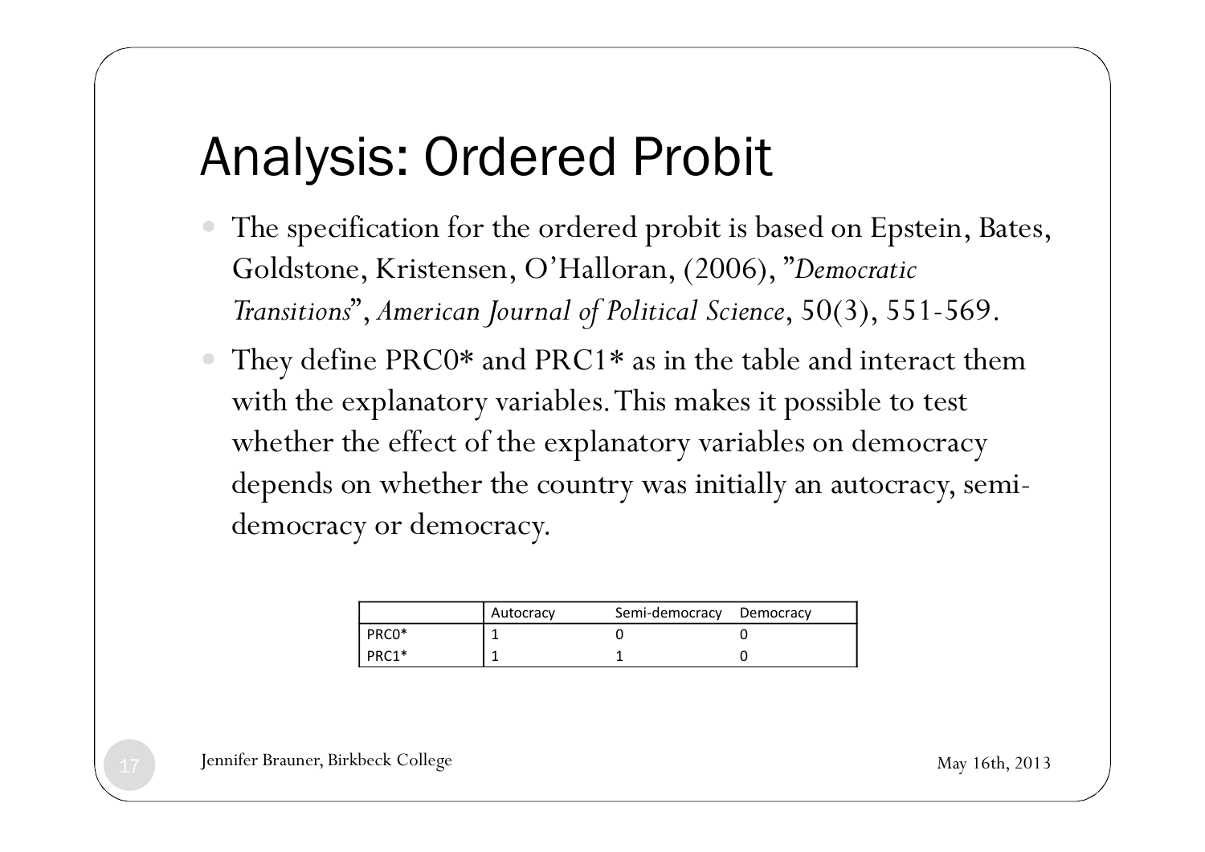# Analysis: Ordered Probit

- The specification for the ordered probit is based on Epstein, Bates, Goldstone, Kristensen, O'Halloran, (2006), "*Democratic Transitions*", *American Journal of Political Science*, 50(3), 551-569.
- They define PRC0* and PRC1* as in the table and interact them with the explanatory variables. This makes it possible to test whether the effect of the explanatory variables on democracy depends on whether the country was initially an autocracy, semi-democracy or democracy.

| | Autocracy | Semi-democracy | Democracy |
|---|---|---|---|
| PRC0* | 1 | 0 | 0 |
| PRC1* | 1 | 1 | 0 |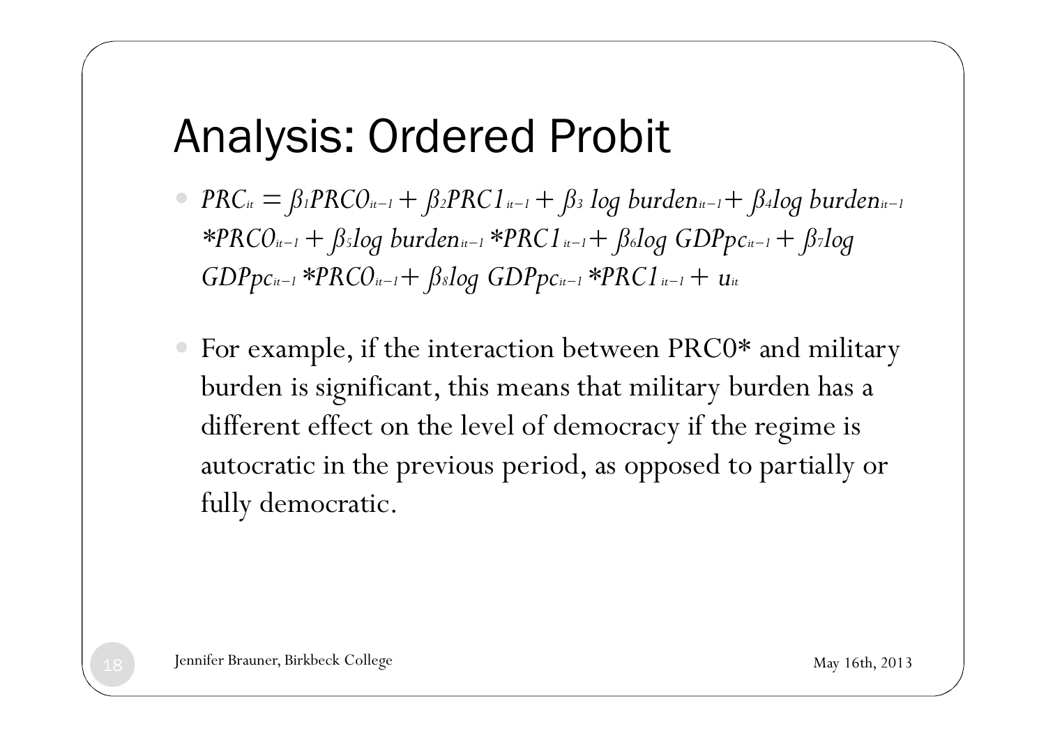# Analysis: Ordered Probit

- $PRC_{it} = \beta_1 PRC0_{it-1} + \beta_2 PRC1_{it-1} + \beta_3 \log burden_{it-1} + \beta_4 \log burden_{it-1} * PRC0_{it-1} + \beta_5 \log burden_{it-1} * PRC1_{it-1} + \beta_6 \log GDPpc_{it-1} + \beta_7 \log GDPpc_{it-1} * PRC0_{it-1} + \beta_8 \log GDPpc_{it-1} * PRC1_{it-1} + u_{it}$

- For example, if the interaction between PRC0* and military burden is significant, this means that military burden has a different effect on the level of democracy if the regime is autocratic in the previous period, as opposed to partially or fully democratic.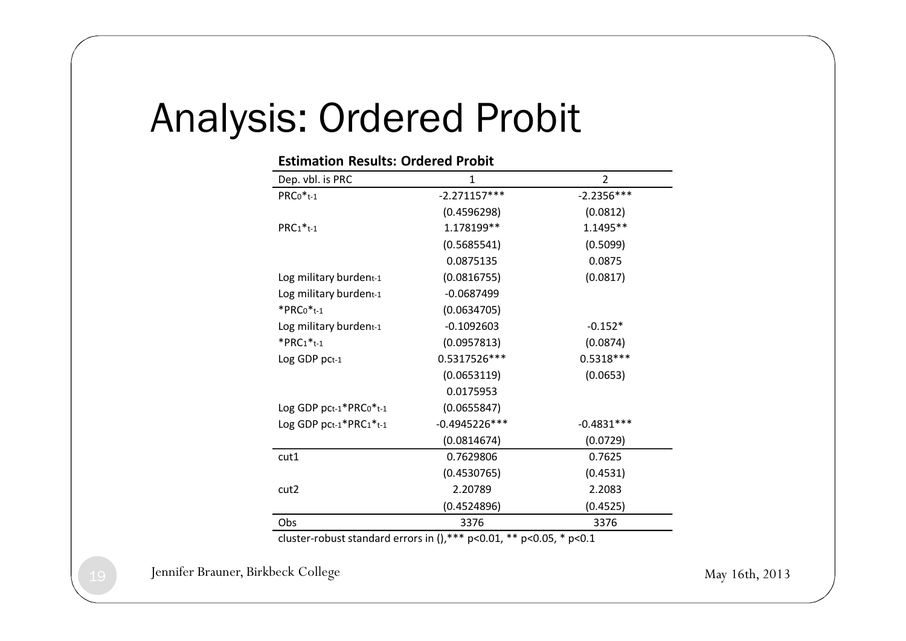# Analysis: Ordered Probit

**Estimation Results: Ordered Probit**

| Dep. vbl. is PRC | 1 | 2 |
|---|---|---|
| $PRC_0*_{t-1}$ | -2.271157*** | -2.2356*** |
| | (0.4596298) | (0.0812) |
| $PRC_1*_{t-1}$ | 1.178199** | 1.1495** |
| | (0.5685541) | (0.5099) |
| | 0.0875135 | 0.0875 |
| Log military burden$_{t-1}$ | (0.0816755) | (0.0817) |
| Log military burden$_{t-1}$ | -0.0687499 | |
| $*PRC_0*_{t-1}$ | (0.0634705) | |
| Log military burden$_{t-1}$ | -0.1092603 | -0.152* |
| $*PRC_1*_{t-1}$ | (0.0957813) | (0.0874) |
| Log GDP pc$_{t-1}$ | 0.5317526*** | 0.5318*** |
| | (0.0653119) | (0.0653) |
| | 0.0175953 | |
| Log GDP pc$_{t-1}*PRC_0*_{t-1}$ | (0.0655847) | |
| Log GDP pc$_{t-1}*PRC_1*_{t-1}$ | -0.4945226*** | -0.4831*** |
| | (0.0814674) | (0.0729) |
| cut1 | 0.7629806 | 0.7625 |
| | (0.4530765) | (0.4531) |
| cut2 | 2.20789 | 2.2083 |
| | (0.4524896) | (0.4525) |
| Obs | 3376 | 3376 |

cluster-robust standard errors in (),*** p<0.01, ** p<0.05, * p<0.1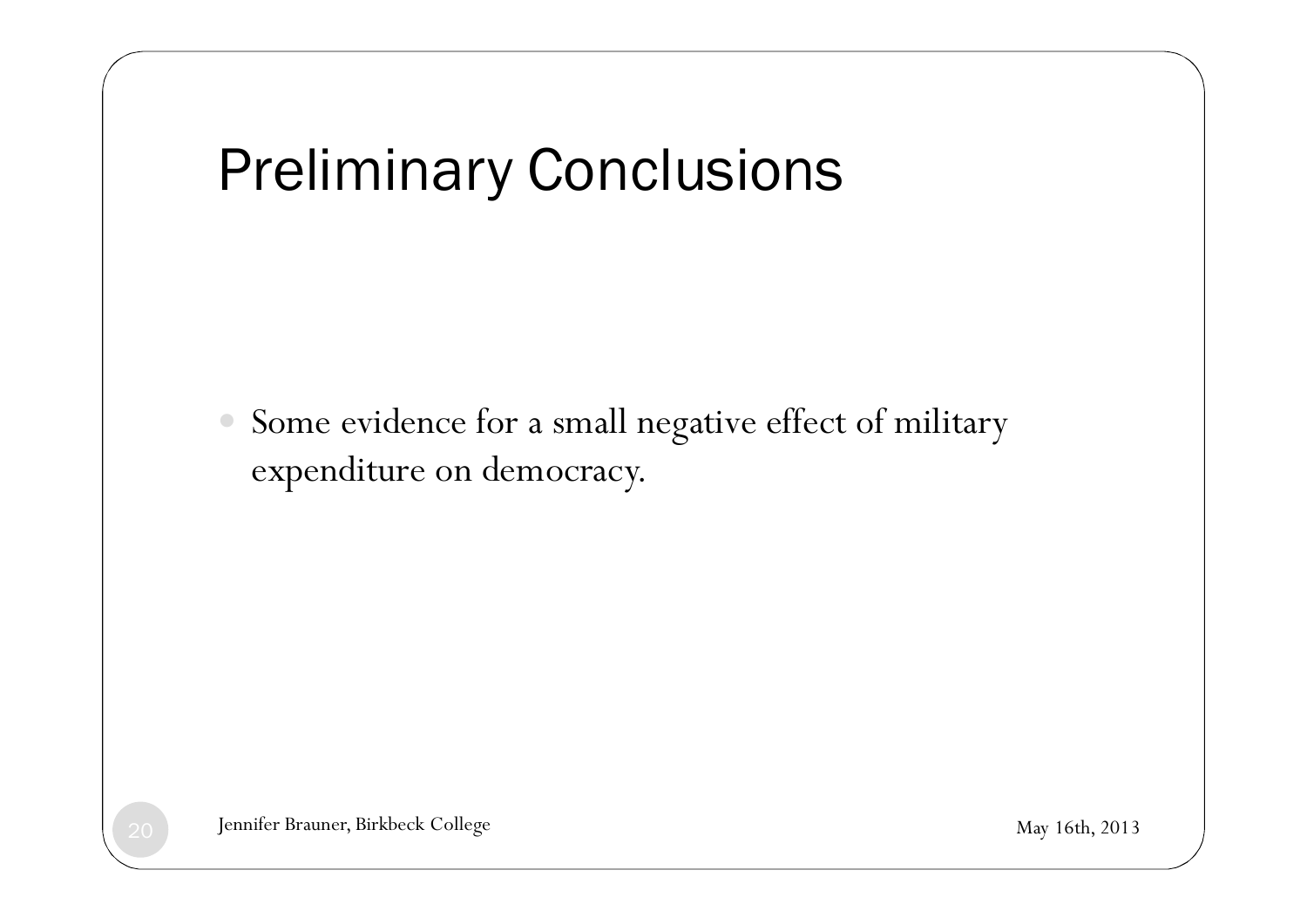# Preliminary Conclusions

- Some evidence for a small negative effect of military expenditure on democracy.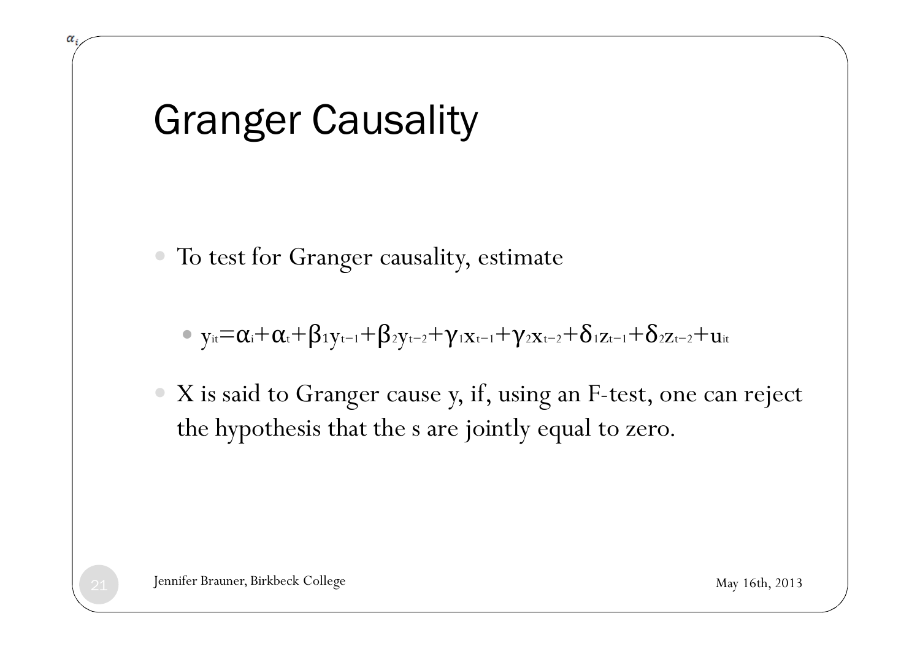# Granger Causality

- To test for Granger causality, estimate
  - $y_{it}=\alpha_i+\alpha_t+\beta_1 y_{t-1}+\beta_2 y_{t-2}+\gamma_1 x_{t-1}+\gamma_2 x_{t-2}+\delta_1 z_{t-1}+\delta_2 z_{t-2}+u_{it}$
- X is said to Granger cause y, if, using an F-test, one can reject the hypothesis that the s are jointly equal to zero.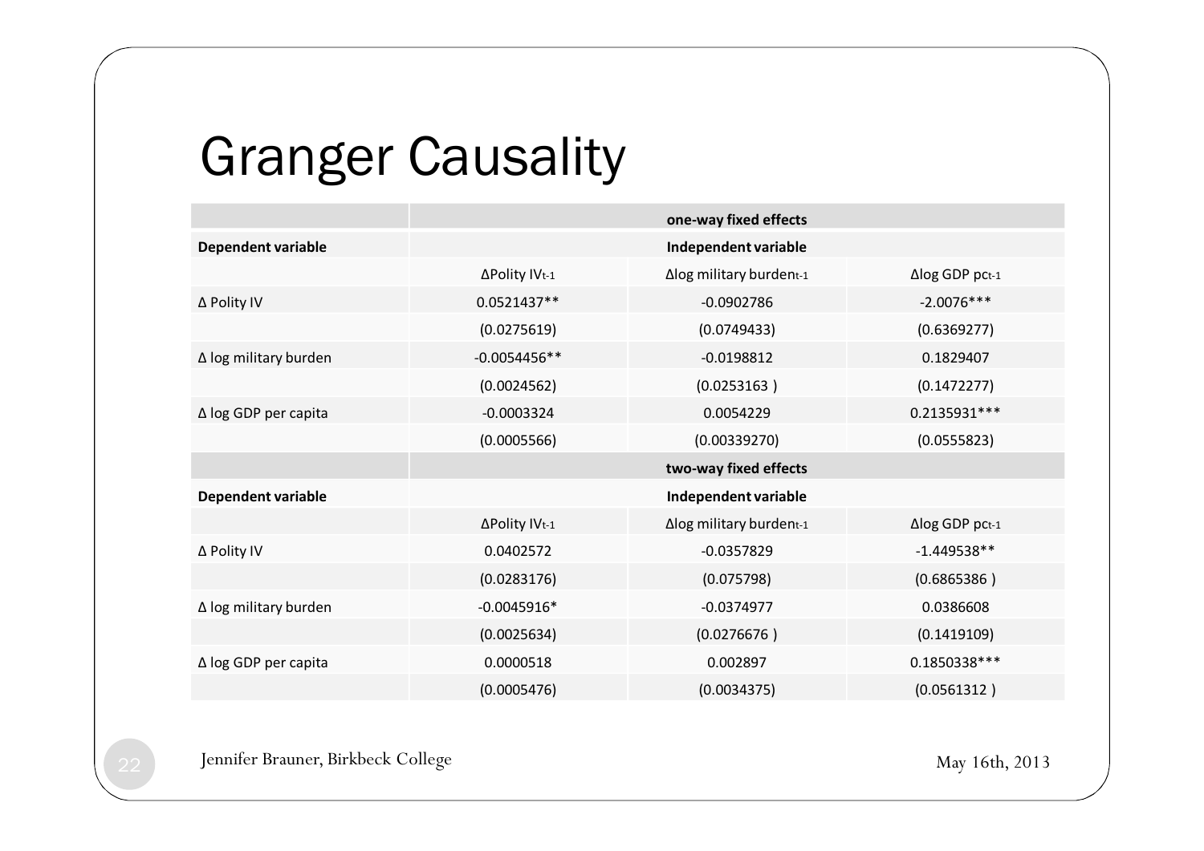# Granger Causality

| | one-way fixed effects | | |
|---|---|---|---|
| **Dependent variable** | **Independent variable** | | |
| | ΔPolity $IV_{t-1}$ | Δlog military $burden_{t-1}$ | Δlog GDP $pc_{t-1}$ |
| Δ Polity IV | 0.0521437** | -0.0902786 | -2.0076*** |
| | (0.0275619) | (0.0749433) | (0.6369277) |
| Δ log military burden | -0.0054456** | -0.0198812 | 0.1829407 |
| | (0.0024562) | (0.0253163 ) | (0.1472277) |
| Δ log GDP per capita | -0.0003324 | 0.0054229 | 0.2135931*** |
| | (0.0005566) | (0.00339270) | (0.0555823) |
| | **two-way fixed effects** | | |
| **Dependent variable** | **Independent variable** | | |
| | ΔPolity $IV_{t-1}$ | Δlog military $burden_{t-1}$ | Δlog GDP $pc_{t-1}$ |
| Δ Polity IV | 0.0402572 | -0.0357829 | -1.449538** |
| | (0.0283176) | (0.075798) | (0.6865386 ) |
| Δ log military burden | -0.0045916* | -0.0374977 | 0.0386608 |
| | (0.0025634) | (0.0276676 ) | (0.1419109) |
| Δ log GDP per capita | 0.0000518 | 0.002897 | 0.1850338*** |
| | (0.0005476) | (0.0034375) | (0.0561312 ) |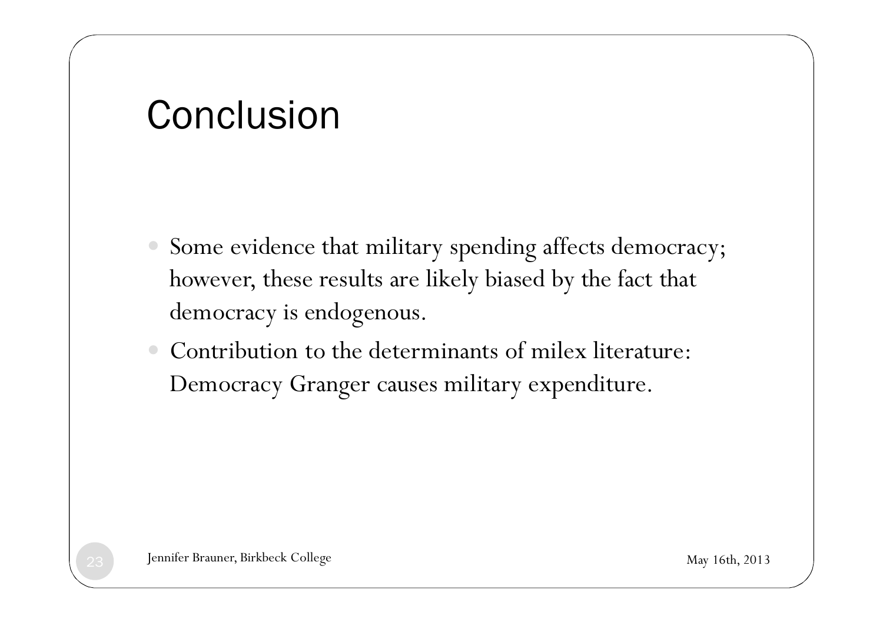# Conclusion

- Some evidence that military spending affects democracy; however, these results are likely biased by the fact that democracy is endogenous.
- Contribution to the determinants of milex literature: Democracy Granger causes military expenditure.